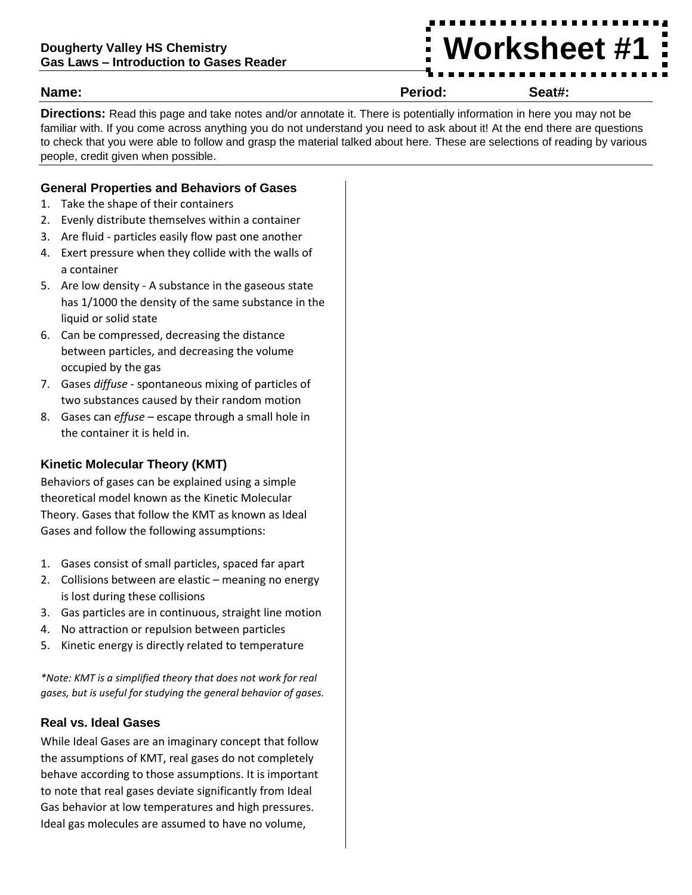Dougherty Valley HS Chemistry
Gas Laws – Introduction to Gases Reader

# Worksheet #1

**Name:** **Period:** **Seat#:**

**Directions:** Read this page and take notes and/or annotate it. There is potentially information in here you may not be familiar with. If you come across anything you do not understand you need to ask about it! At the end there are questions to check that you were able to follow and grasp the material talked about here. These are selections of reading by various people, credit given when possible.

### General Properties and Behaviors of Gases

1. Take the shape of their containers
2. Evenly distribute themselves within a container
3. Are fluid - particles easily flow past one another
4. Exert pressure when they collide with the walls of a container
5. Are low density - A substance in the gaseous state has 1/1000 the density of the same substance in the liquid or solid state
6. Can be compressed, decreasing the distance between particles, and decreasing the volume occupied by the gas
7. Gases *diffuse* - spontaneous mixing of particles of two substances caused by their random motion
8. Gases can *effuse* – escape through a small hole in the container it is held in.

### Kinetic Molecular Theory (KMT)

Behaviors of gases can be explained using a simple theoretical model known as the Kinetic Molecular Theory. Gases that follow the KMT as known as Ideal Gases and follow the following assumptions:

1. Gases consist of small particles, spaced far apart
2. Collisions between are elastic – meaning no energy is lost during these collisions
3. Gas particles are in continuous, straight line motion
4. No attraction or repulsion between particles
5. Kinetic energy is directly related to temperature

*\*Note: KMT is a simplified theory that does not work for real gases, but is useful for studying the general behavior of gases.*

### Real vs. Ideal Gases

While Ideal Gases are an imaginary concept that follow the assumptions of KMT, real gases do not completely behave according to those assumptions. It is important to note that real gases deviate significantly from Ideal Gas behavior at low temperatures and high pressures. Ideal gas molecules are assumed to have no volume,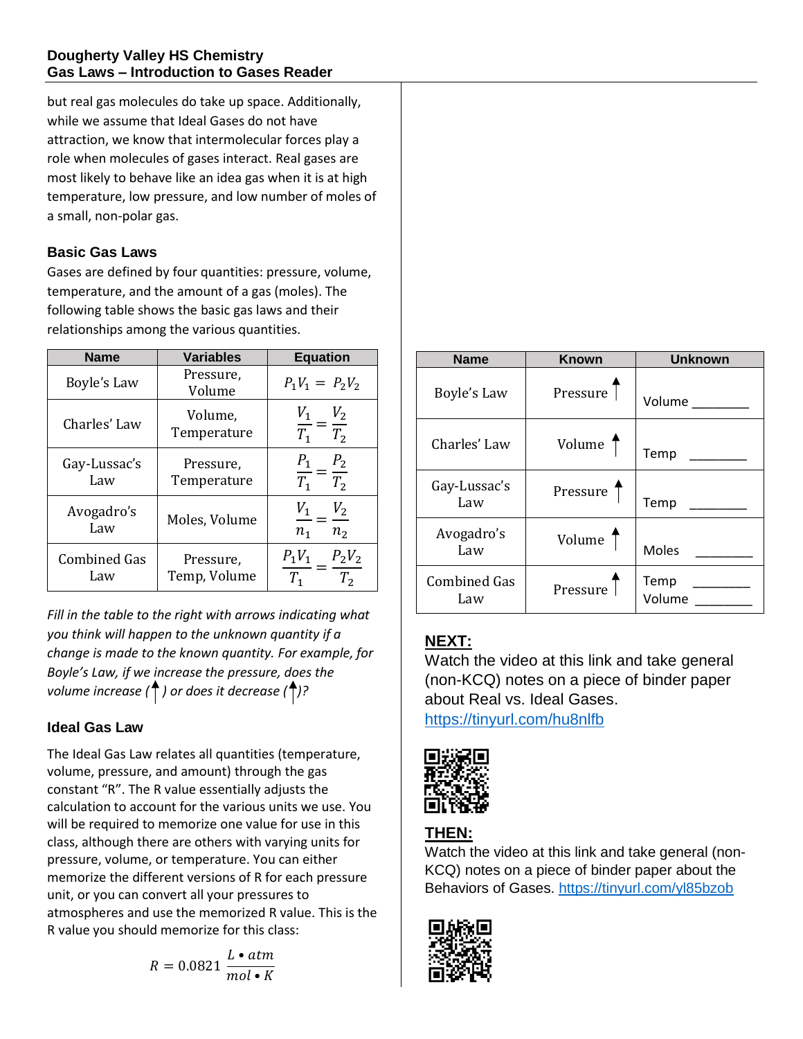but real gas molecules do take up space. Additionally, while we assume that Ideal Gases do not have attraction, we know that intermolecular forces play a role when molecules of gases interact. Real gases are most likely to behave like an idea gas when it is at high temperature, low pressure, and low number of moles of a small, non-polar gas.

### Basic Gas Laws

Gases are defined by four quantities: pressure, volume, temperature, and the amount of a gas (moles). The following table shows the basic gas laws and their relationships among the various quantities.

| Name | Variables | Equation |
|---|---|---|
| Boyle's Law | Pressure, Volume | $P_1V_1 = P_2V_2$ |
| Charles' Law | Volume, Temperature | $\frac{V_1}{T_1} = \frac{V_2}{T_2}$ |
| Gay-Lussac's Law | Pressure, Temperature | $\frac{P_1}{T_1} = \frac{P_2}{T_2}$ |
| Avogadro's Law | Moles, Volume | $\frac{V_1}{n_1} = \frac{V_2}{n_2}$ |
| Combined Gas Law | Pressure, Temp, Volume | $\frac{P_1V_1}{T_1} = \frac{P_2V_2}{T_2}$ |

*Fill in the table to the right with arrows indicating what you think will happen to the unknown quantity if a change is made to the known quantity. For example, for Boyle's Law, if we increase the pressure, does the volume increase (↑) or does it decrease (↑)?*

### Ideal Gas Law

The Ideal Gas Law relates all quantities (temperature, volume, pressure, and amount) through the gas constant "R". The R value essentially adjusts the calculation to account for the various units we use. You will be required to memorize one value for use in this class, although there are others with varying units for pressure, volume, or temperature. You can either memorize the different versions of R for each pressure unit, or you can convert all your pressures to atmospheres and use the memorized R value. This is the R value you should memorize for this class:

$$R = 0.0821 \frac{L \bullet atm}{mol \bullet K}$$

| Name | Known | Unknown |
|---|---|---|
| Boyle's Law | Pressure ↑ | Volume ________ |
| Charles' Law | Volume ↑ | Temp ________ |
| Gay-Lussac's Law | Pressure ↑ | Temp ________ |
| Avogadro's Law | Volume ↑ | Moles ________ |
| Combined Gas Law | Pressure ↑ | Temp ________<br>Volume ________ |

**NEXT:**

Watch the video at this link and take general (non-KCQ) notes on a piece of binder paper about Real vs. Ideal Gases.
https://tinyurl.com/hu8nlfb

**THEN:**

Watch the video at this link and take general (non-KCQ) notes on a piece of binder paper about the Behaviors of Gases. https://tinyurl.com/yl85bzob